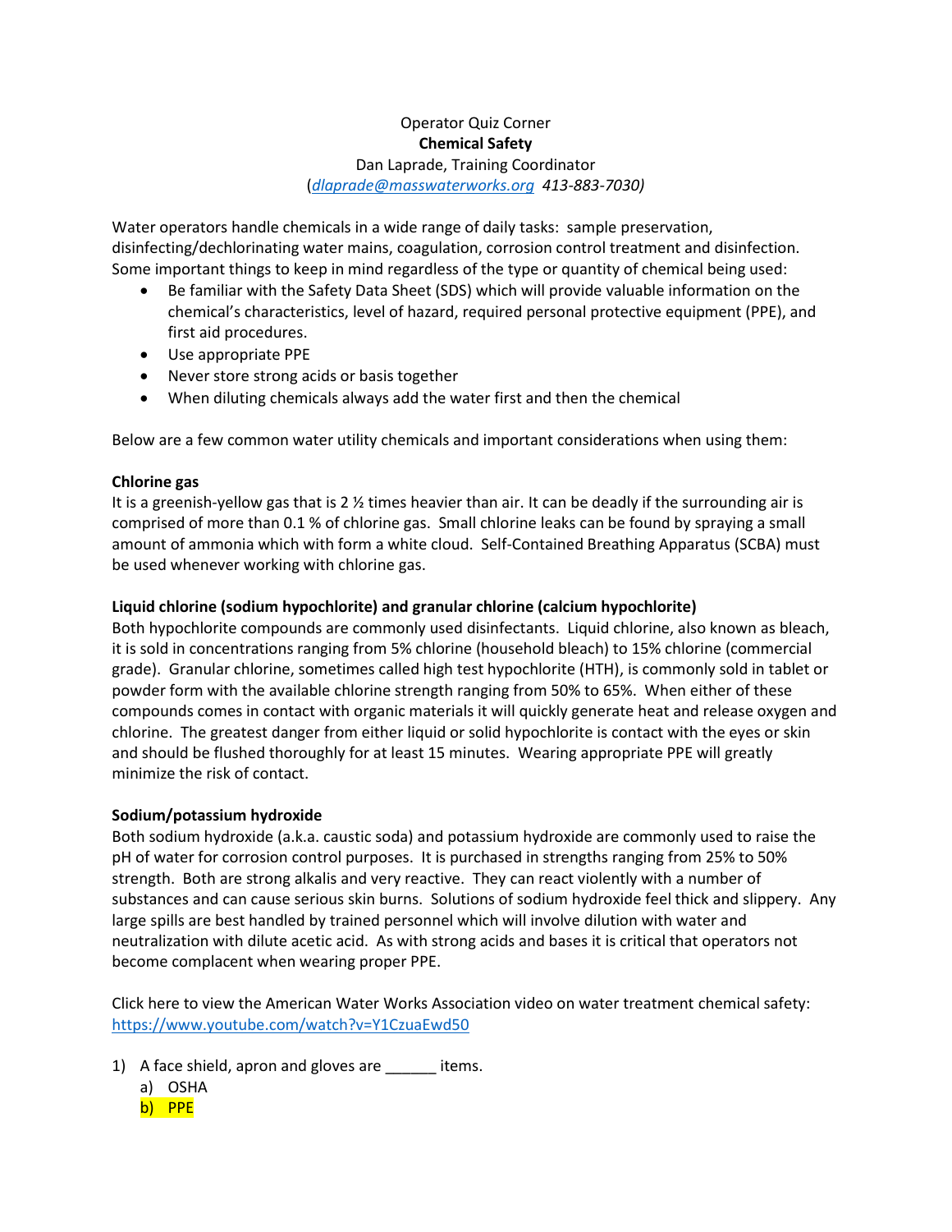Operator Quiz Corner

**Chemical Safety**

Dan Laprade, Training Coordinator

(*dlaprade@masswaterworks.org 413-883-7030)*

Water operators handle chemicals in a wide range of daily tasks: sample preservation, disinfecting/dechlorinating water mains, coagulation, corrosion control treatment and disinfection. Some important things to keep in mind regardless of the type or quantity of chemical being used:

- Be familiar with the Safety Data Sheet (SDS) which will provide valuable information on the chemical's characteristics, level of hazard, required personal protective equipment (PPE), and first aid procedures.
- Use appropriate PPE
- Never store strong acids or basis together
- When diluting chemicals always add the water first and then the chemical

Below are a few common water utility chemicals and important considerations when using them:

**Chlorine gas**

It is a greenish-yellow gas that is 2 ½ times heavier than air. It can be deadly if the surrounding air is comprised of more than 0.1 % of chlorine gas. Small chlorine leaks can be found by spraying a small amount of ammonia which with form a white cloud. Self-Contained Breathing Apparatus (SCBA) must be used whenever working with chlorine gas.

**Liquid chlorine (sodium hypochlorite) and granular chlorine (calcium hypochlorite)**

Both hypochlorite compounds are commonly used disinfectants. Liquid chlorine, also known as bleach, it is sold in concentrations ranging from 5% chlorine (household bleach) to 15% chlorine (commercial grade). Granular chlorine, sometimes called high test hypochlorite (HTH), is commonly sold in tablet or powder form with the available chlorine strength ranging from 50% to 65%. When either of these compounds comes in contact with organic materials it will quickly generate heat and release oxygen and chlorine. The greatest danger from either liquid or solid hypochlorite is contact with the eyes or skin and should be flushed thoroughly for at least 15 minutes. Wearing appropriate PPE will greatly minimize the risk of contact.

**Sodium/potassium hydroxide**

Both sodium hydroxide (a.k.a. caustic soda) and potassium hydroxide are commonly used to raise the pH of water for corrosion control purposes. It is purchased in strengths ranging from 25% to 50% strength. Both are strong alkalis and very reactive. They can react violently with a number of substances and can cause serious skin burns. Solutions of sodium hydroxide feel thick and slippery. Any large spills are best handled by trained personnel which will involve dilution with water and neutralization with dilute acetic acid. As with strong acids and bases it is critical that operators not become complacent when wearing proper PPE.

Click here to view the American Water Works Association video on water treatment chemical safety: https://www.youtube.com/watch?v=Y1CzuaEwd50

1) A face shield, apron and gloves are ______ items.
   a) OSHA
   b) PPE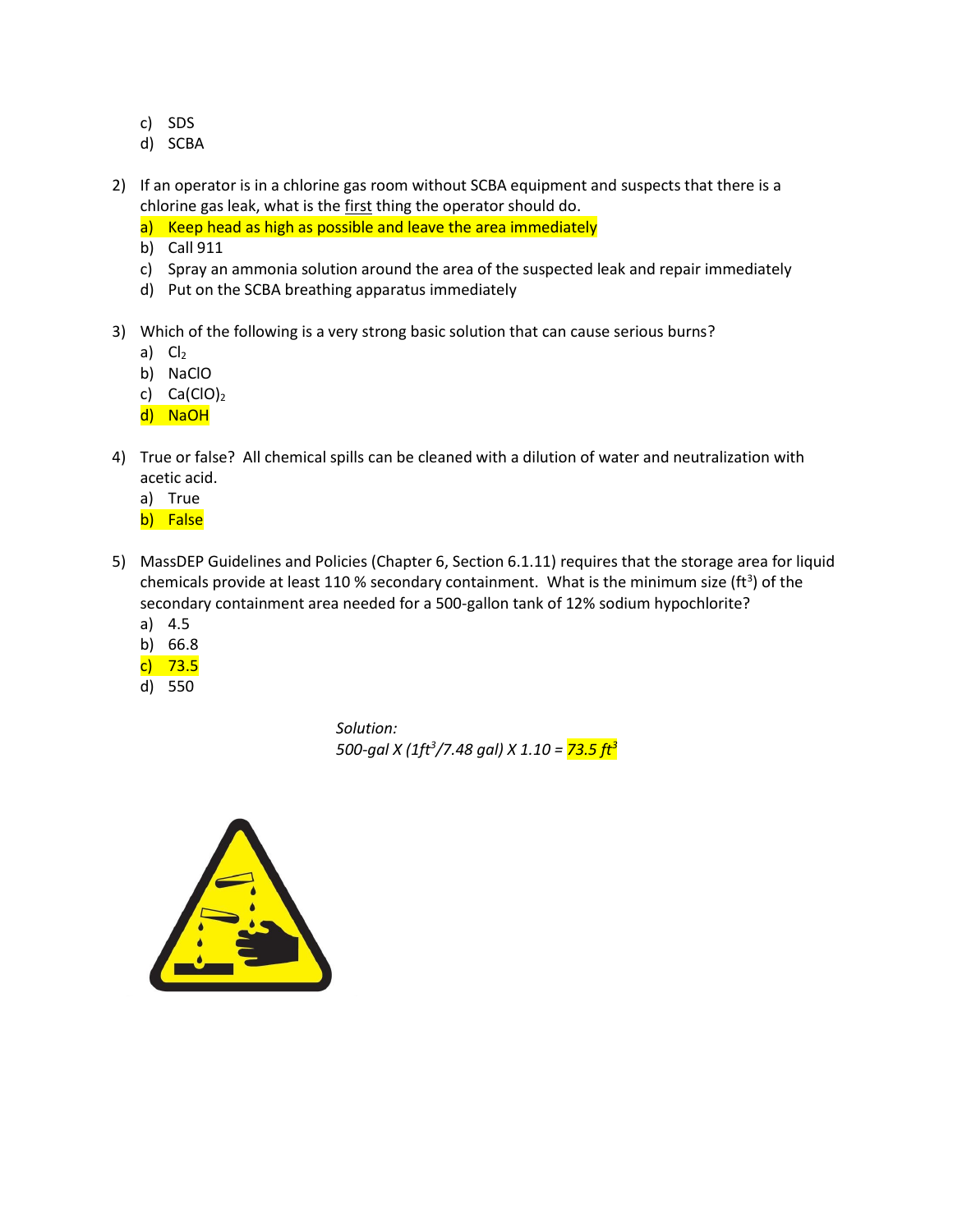c) SDS
d) SCBA

2) If an operator is in a chlorine gas room without SCBA equipment and suspects that there is a chlorine gas leak, what is the first thing the operator should do.
   a) Keep head as high as possible and leave the area immediately
   b) Call 911
   c) Spray an ammonia solution around the area of the suspected leak and repair immediately
   d) Put on the SCBA breathing apparatus immediately

3) Which of the following is a very strong basic solution that can cause serious burns?
   a) $Cl_2$
   b) $NaClO$
   c) $Ca(ClO)_2$
   d) $NaOH$

4) True or false? All chemical spills can be cleaned with a dilution of water and neutralization with acetic acid.
   a) True
   b) False

5) MassDEP Guidelines and Policies (Chapter 6, Section 6.1.11) requires that the storage area for liquid chemicals provide at least 110 % secondary containment. What is the minimum size ($ft^3$) of the secondary containment area needed for a 500-gallon tank of 12% sodium hypochlorite?
   a) 4.5
   b) 66.8
   c) 73.5
   d) 550

*Solution:*
*500-gal X ($1ft^3$/7.48 gal) X 1.10 = 73.5 $ft^3$*